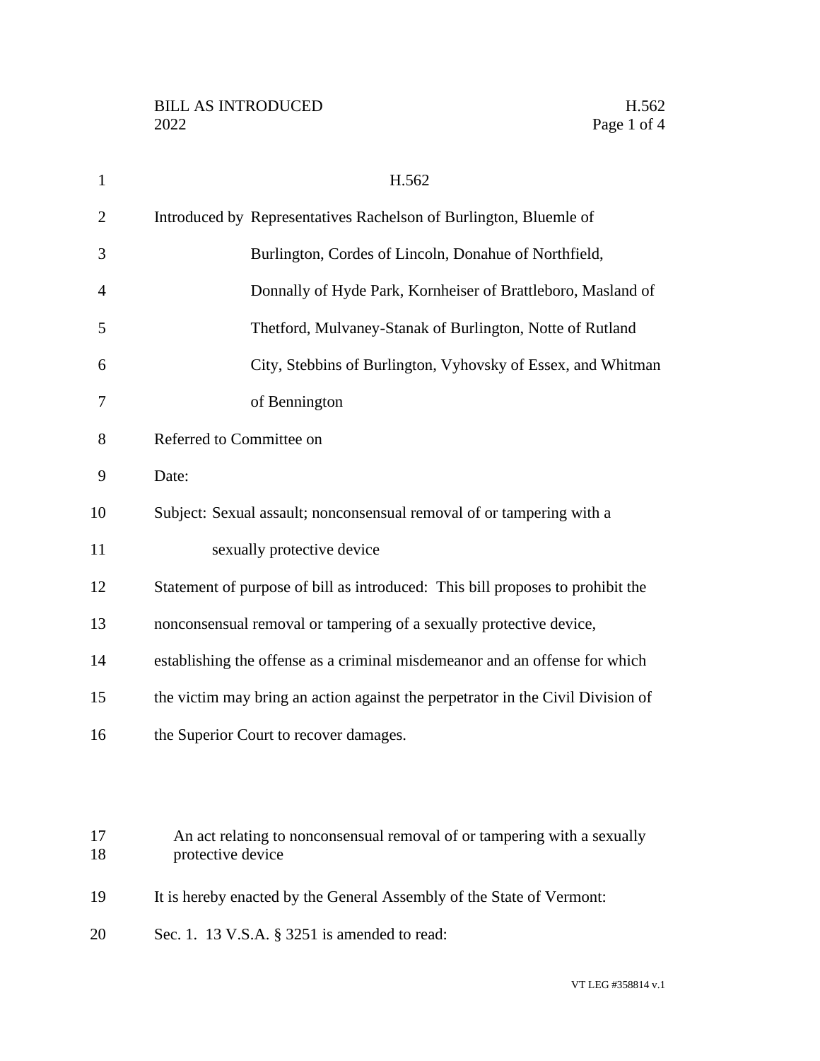# H.562

Introduced by Representatives Rachelson of Burlington, Bluemle of Burlington, Cordes of Lincoln, Donahue of Northfield, Donnally of Hyde Park, Kornheiser of Brattleboro, Masland of Thetford, Mulvaney-Stanak of Burlington, Notte of Rutland City, Stebbins of Burlington, Vyhovsky of Essex, and Whitman of Bennington

Referred to Committee on

Date:

Subject: Sexual assault; nonconsensual removal of or tampering with a sexually protective device

Statement of purpose of bill as introduced: This bill proposes to prohibit the nonconsensual removal or tampering of a sexually protective device, establishing the offense as a criminal misdemeanor and an offense for which the victim may bring an action against the perpetrator in the Civil Division of the Superior Court to recover damages.

An act relating to nonconsensual removal of or tampering with a sexually protective device

It is hereby enacted by the General Assembly of the State of Vermont:

Sec. 1. 13 V.S.A. § 3251 is amended to read: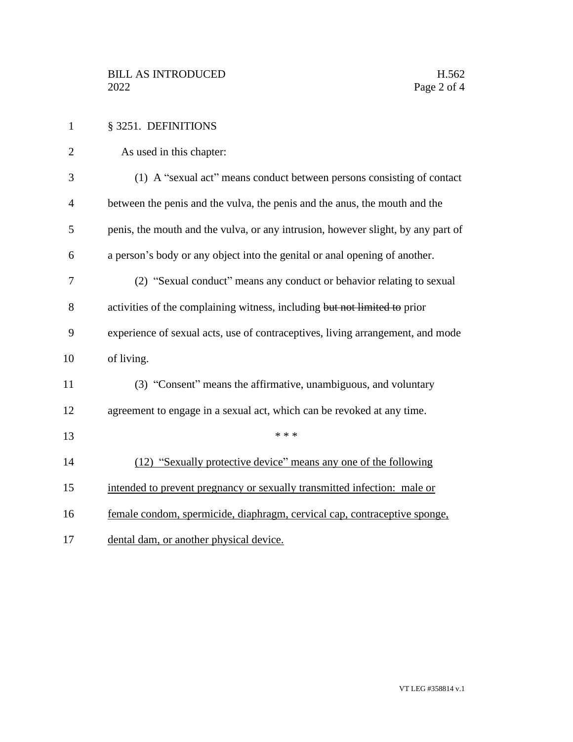§ 3251. DEFINITIONS

As used in this chapter:

(1) A "sexual act" means conduct between persons consisting of contact between the penis and the vulva, the penis and the anus, the mouth and the penis, the mouth and the vulva, or any intrusion, however slight, by any part of a person's body or any object into the genital or anal opening of another.

(2) "Sexual conduct" means any conduct or behavior relating to sexual activities of the complaining witness, including ~~but not limited to~~ prior experience of sexual acts, use of contraceptives, living arrangement, and mode of living.

(3) "Consent" means the affirmative, unambiguous, and voluntary agreement to engage in a sexual act, which can be revoked at any time.

\* \* \*

<u>(12) "Sexually protective device" means any one of the following intended to prevent pregnancy or sexually transmitted infection: male or female condom, spermicide, diaphragm, cervical cap, contraceptive sponge, dental dam, or another physical device.</u>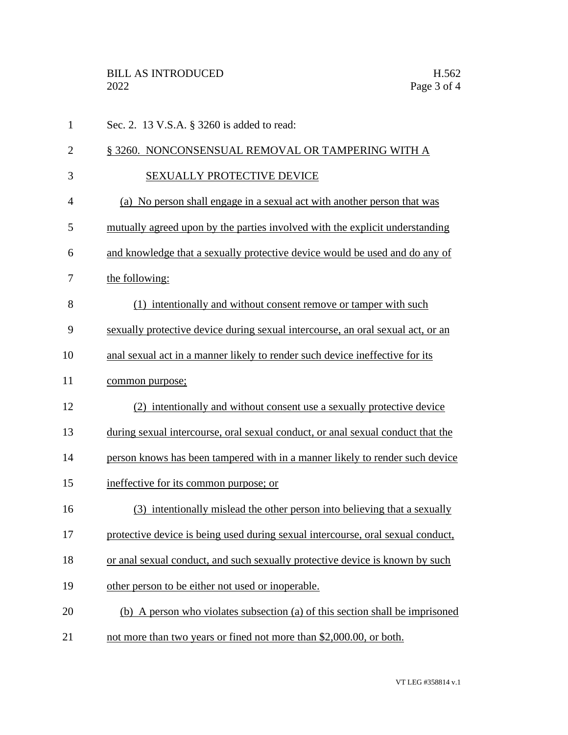Sec. 2. 13 V.S.A. § 3260 is added to read:

§ 3260. NONCONSENSUAL REMOVAL OR TAMPERING WITH A SEXUALLY PROTECTIVE DEVICE

(a) No person shall engage in a sexual act with another person that was mutually agreed upon by the parties involved with the explicit understanding and knowledge that a sexually protective device would be used and do any of the following:

(1) intentionally and without consent remove or tamper with such sexually protective device during sexual intercourse, an oral sexual act, or an anal sexual act in a manner likely to render such device ineffective for its common purpose;

(2) intentionally and without consent use a sexually protective device during sexual intercourse, oral sexual conduct, or anal sexual conduct that the person knows has been tampered with in a manner likely to render such device ineffective for its common purpose; or

(3) intentionally mislead the other person into believing that a sexually protective device is being used during sexual intercourse, oral sexual conduct, or anal sexual conduct, and such sexually protective device is known by such other person to be either not used or inoperable.

(b) A person who violates subsection (a) of this section shall be imprisoned not more than two years or fined not more than $2,000.00, or both.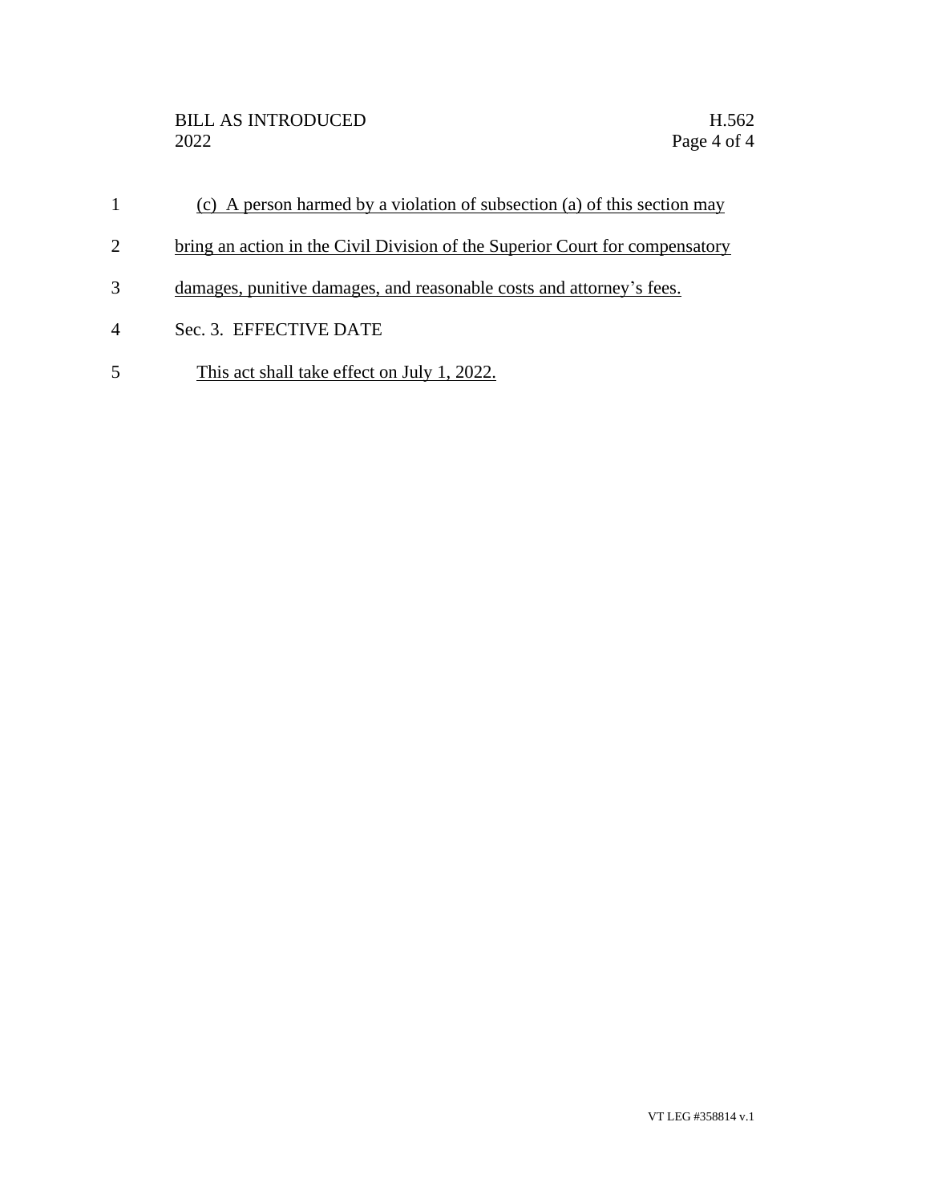(c) A person harmed by a violation of subsection (a) of this section may bring an action in the Civil Division of the Superior Court for compensatory damages, punitive damages, and reasonable costs and attorney's fees.

Sec. 3. EFFECTIVE DATE

This act shall take effect on July 1, 2022.